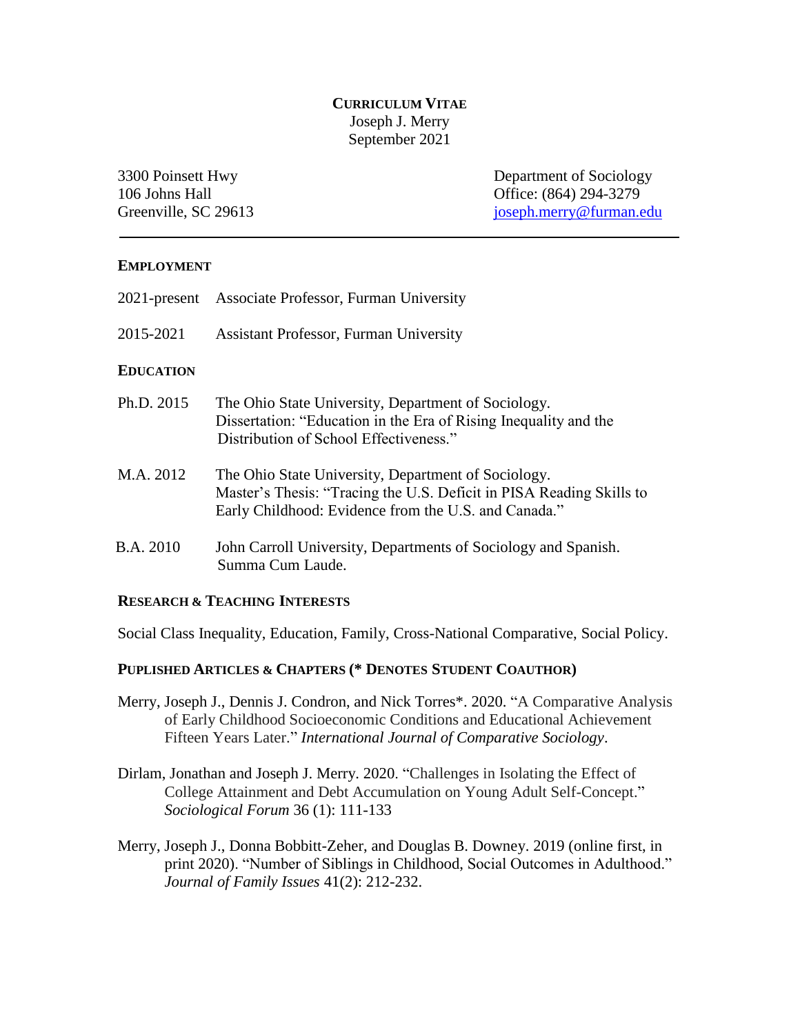# CURRICULUM VITAE

Joseph J. Merry
September 2021

3300 Poinsett Hwy
106 Johns Hall
Greenville, SC 29613

Department of Sociology
Office: (864) 294-3279
joseph.merry@furman.edu

---

## EMPLOYMENT

2021-present Associate Professor, Furman University

2015-2021 Assistant Professor, Furman University

## EDUCATION

Ph.D. 2015 The Ohio State University, Department of Sociology.
Dissertation: "Education in the Era of Rising Inequality and the Distribution of School Effectiveness."

M.A. 2012 The Ohio State University, Department of Sociology.
Master's Thesis: "Tracing the U.S. Deficit in PISA Reading Skills to Early Childhood: Evidence from the U.S. and Canada."

B.A. 2010 John Carroll University, Departments of Sociology and Spanish.
Summa Cum Laude.

## RESEARCH & TEACHING INTERESTS

Social Class Inequality, Education, Family, Cross-National Comparative, Social Policy.

## PUPLISHED ARTICLES & CHAPTERS (* DENOTES STUDENT COAUTHOR)

Merry, Joseph J., Dennis J. Condron, and Nick Torres*. 2020. "A Comparative Analysis of Early Childhood Socioeconomic Conditions and Educational Achievement Fifteen Years Later." *International Journal of Comparative Sociology*.

Dirlam, Jonathan and Joseph J. Merry. 2020. "Challenges in Isolating the Effect of College Attainment and Debt Accumulation on Young Adult Self-Concept." *Sociological Forum* 36 (1): 111-133

Merry, Joseph J., Donna Bobbitt-Zeher, and Douglas B. Downey. 2019 (online first, in print 2020). "Number of Siblings in Childhood, Social Outcomes in Adulthood." *Journal of Family Issues* 41(2): 212-232.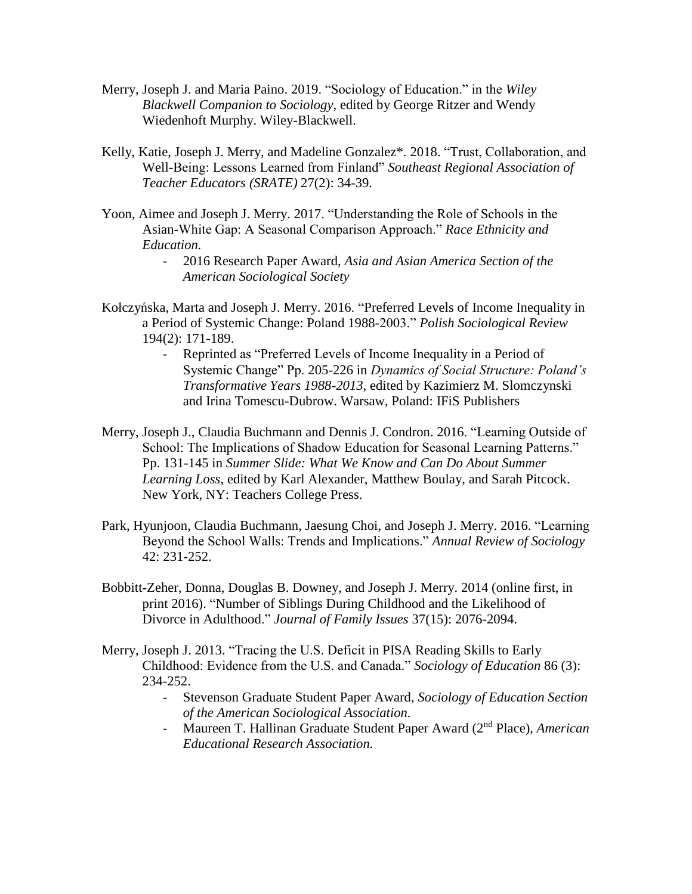Merry, Joseph J. and Maria Paino. 2019. "Sociology of Education." in the *Wiley Blackwell Companion to Sociology*, edited by George Ritzer and Wendy Wiedenhoft Murphy. Wiley-Blackwell.

Kelly, Katie, Joseph J. Merry, and Madeline Gonzalez*. 2018. "Trust, Collaboration, and Well-Being: Lessons Learned from Finland" *Southeast Regional Association of Teacher Educators (SRATE)* 27(2): 34-39.

Yoon, Aimee and Joseph J. Merry. 2017. "Understanding the Role of Schools in the Asian-White Gap: A Seasonal Comparison Approach." *Race Ethnicity and Education.*

- 2016 Research Paper Award, *Asia and Asian America Section of the American Sociological Society*

Kołczyńska, Marta and Joseph J. Merry. 2016. "Preferred Levels of Income Inequality in a Period of Systemic Change: Poland 1988-2003." *Polish Sociological Review* 194(2): 171-189.

- Reprinted as "Preferred Levels of Income Inequality in a Period of Systemic Change" Pp. 205-226 in *Dynamics of Social Structure: Poland's Transformative Years 1988-2013*, edited by Kazimierz M. Slomczynski and Irina Tomescu-Dubrow. Warsaw, Poland: IFiS Publishers

Merry, Joseph J., Claudia Buchmann and Dennis J. Condron. 2016. "Learning Outside of School: The Implications of Shadow Education for Seasonal Learning Patterns." Pp. 131-145 in *Summer Slide: What We Know and Can Do About Summer Learning Loss*, edited by Karl Alexander, Matthew Boulay, and Sarah Pitcock. New York, NY: Teachers College Press.

Park, Hyunjoon, Claudia Buchmann, Jaesung Choi, and Joseph J. Merry. 2016. "Learning Beyond the School Walls: Trends and Implications." *Annual Review of Sociology* 42: 231-252.

Bobbitt-Zeher, Donna, Douglas B. Downey, and Joseph J. Merry. 2014 (online first, in print 2016). "Number of Siblings During Childhood and the Likelihood of Divorce in Adulthood." *Journal of Family Issues* 37(15): 2076-2094.

Merry, Joseph J. 2013. "Tracing the U.S. Deficit in PISA Reading Skills to Early Childhood: Evidence from the U.S. and Canada." *Sociology of Education* 86 (3): 234-252.

- Stevenson Graduate Student Paper Award, *Sociology of Education Section of the American Sociological Association*.
- Maureen T. Hallinan Graduate Student Paper Award (2nd Place), *American Educational Research Association.*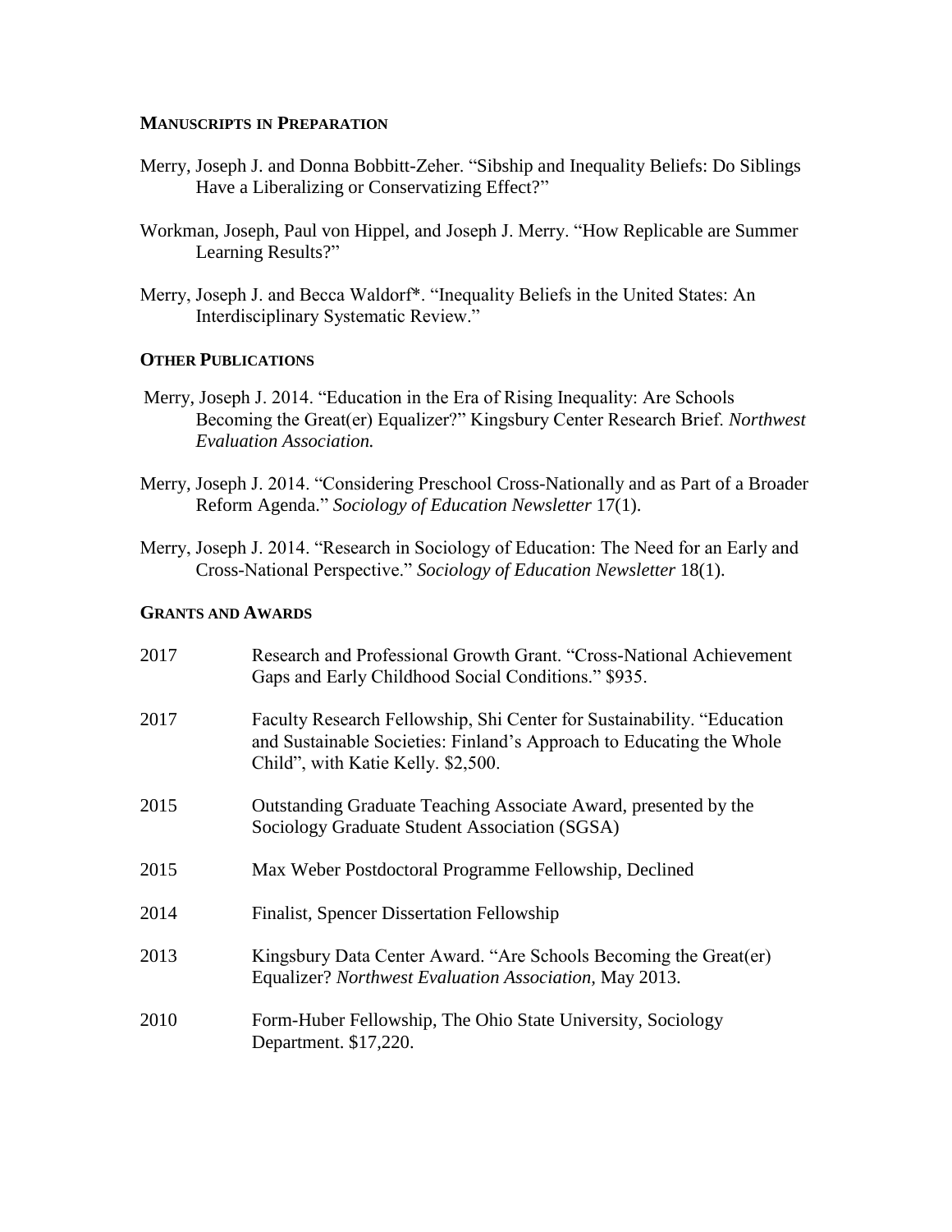## Manuscripts in Preparation

Merry, Joseph J. and Donna Bobbitt-Zeher. "Sibship and Inequality Beliefs: Do Siblings Have a Liberalizing or Conservatizing Effect?"

Workman, Joseph, Paul von Hippel, and Joseph J. Merry. "How Replicable are Summer Learning Results?"

Merry, Joseph J. and Becca Waldorf*. "Inequality Beliefs in the United States: An Interdisciplinary Systematic Review."

## Other Publications

Merry, Joseph J. 2014. "Education in the Era of Rising Inequality: Are Schools Becoming the Great(er) Equalizer?" Kingsbury Center Research Brief. *Northwest Evaluation Association.*

Merry, Joseph J. 2014. "Considering Preschool Cross-Nationally and as Part of a Broader Reform Agenda." *Sociology of Education Newsletter* 17(1).

Merry, Joseph J. 2014. "Research in Sociology of Education: The Need for an Early and Cross-National Perspective." *Sociology of Education Newsletter* 18(1).

## Grants and Awards

2017 Research and Professional Growth Grant. "Cross-National Achievement Gaps and Early Childhood Social Conditions." $935.

2017 Faculty Research Fellowship, Shi Center for Sustainability. "Education and Sustainable Societies: Finland's Approach to Educating the Whole Child", with Katie Kelly. $2,500.

2015 Outstanding Graduate Teaching Associate Award, presented by the Sociology Graduate Student Association (SGSA)

2015 Max Weber Postdoctoral Programme Fellowship, Declined

2014 Finalist, Spencer Dissertation Fellowship

2013 Kingsbury Data Center Award. "Are Schools Becoming the Great(er) Equalizer? *Northwest Evaluation Association*, May 2013.

2010 Form-Huber Fellowship, The Ohio State University, Sociology Department. $17,220.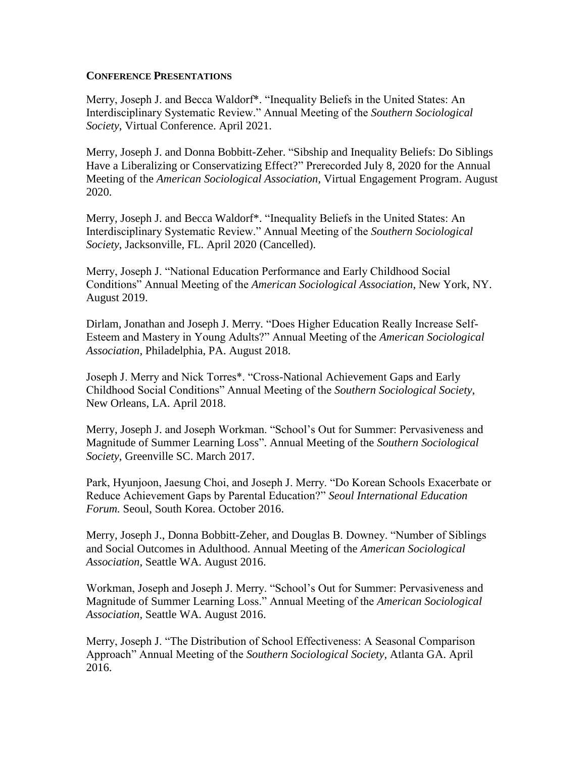## CONFERENCE PRESENTATIONS

Merry, Joseph J. and Becca Waldorf*. "Inequality Beliefs in the United States: An Interdisciplinary Systematic Review." Annual Meeting of the *Southern Sociological Society*, Virtual Conference. April 2021.

Merry, Joseph J. and Donna Bobbitt-Zeher. "Sibship and Inequality Beliefs: Do Siblings Have a Liberalizing or Conservatizing Effect?" Prerecorded July 8, 2020 for the Annual Meeting of the *American Sociological Association*, Virtual Engagement Program. August 2020.

Merry, Joseph J. and Becca Waldorf*. "Inequality Beliefs in the United States: An Interdisciplinary Systematic Review." Annual Meeting of the *Southern Sociological Society*, Jacksonville, FL. April 2020 (Cancelled).

Merry, Joseph J. "National Education Performance and Early Childhood Social Conditions" Annual Meeting of the *American Sociological Association*, New York, NY. August 2019.

Dirlam, Jonathan and Joseph J. Merry. "Does Higher Education Really Increase Self-Esteem and Mastery in Young Adults?" Annual Meeting of the *American Sociological Association*, Philadelphia, PA. August 2018.

Joseph J. Merry and Nick Torres*. "Cross-National Achievement Gaps and Early Childhood Social Conditions" Annual Meeting of the *Southern Sociological Society*, New Orleans, LA. April 2018.

Merry, Joseph J. and Joseph Workman. "School's Out for Summer: Pervasiveness and Magnitude of Summer Learning Loss". Annual Meeting of the *Southern Sociological Society*, Greenville SC. March 2017.

Park, Hyunjoon, Jaesung Choi, and Joseph J. Merry. "Do Korean Schools Exacerbate or Reduce Achievement Gaps by Parental Education?" *Seoul International Education Forum.* Seoul, South Korea. October 2016.

Merry, Joseph J., Donna Bobbitt-Zeher, and Douglas B. Downey. "Number of Siblings and Social Outcomes in Adulthood. Annual Meeting of the *American Sociological Association*, Seattle WA. August 2016.

Workman, Joseph and Joseph J. Merry. "School's Out for Summer: Pervasiveness and Magnitude of Summer Learning Loss." Annual Meeting of the *American Sociological Association*, Seattle WA. August 2016.

Merry, Joseph J. "The Distribution of School Effectiveness: A Seasonal Comparison Approach" Annual Meeting of the *Southern Sociological Society*, Atlanta GA. April 2016.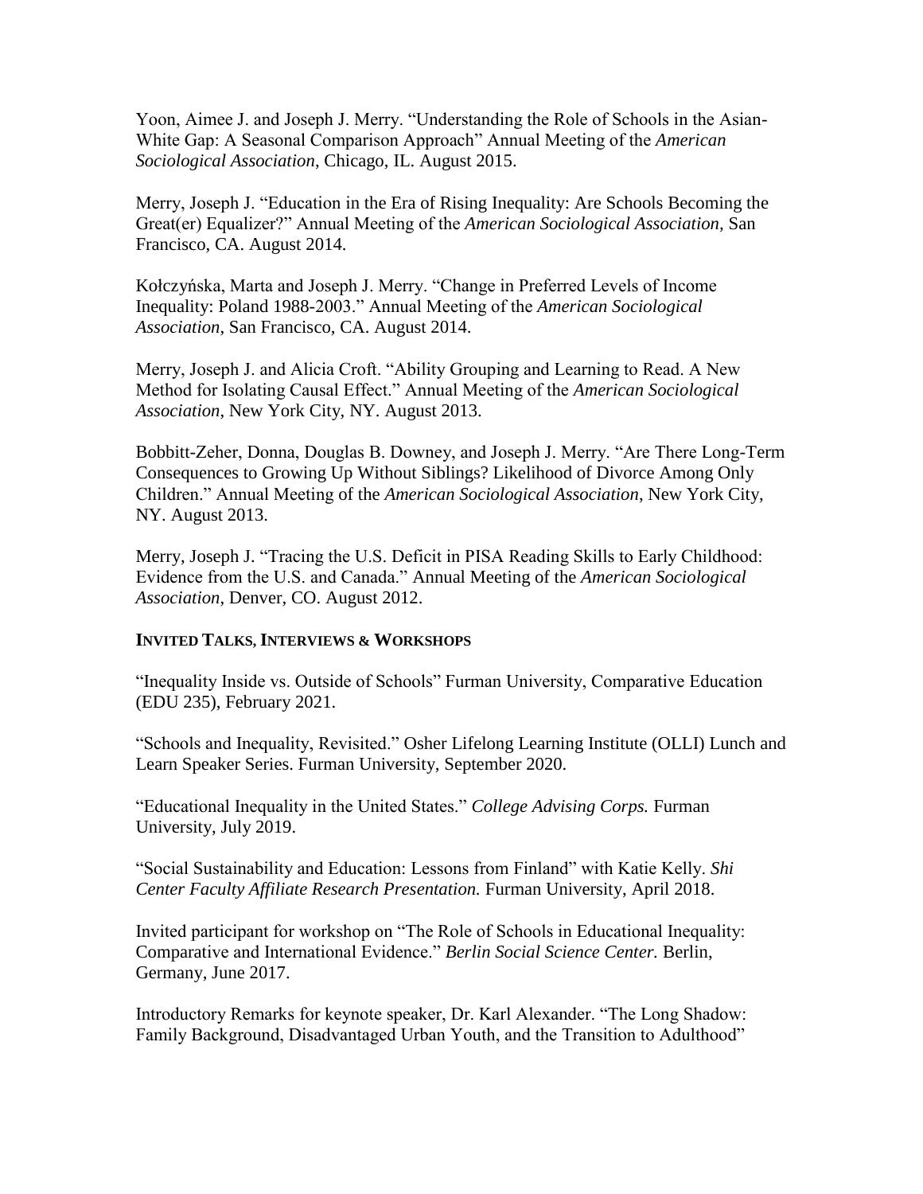Yoon, Aimee J. and Joseph J. Merry. "Understanding the Role of Schools in the Asian-White Gap: A Seasonal Comparison Approach" Annual Meeting of the *American Sociological Association*, Chicago, IL. August 2015.

Merry, Joseph J. "Education in the Era of Rising Inequality: Are Schools Becoming the Great(er) Equalizer?" Annual Meeting of the *American Sociological Association,* San Francisco, CA. August 2014.

Kołczyńska, Marta and Joseph J. Merry. "Change in Preferred Levels of Income Inequality: Poland 1988-2003." Annual Meeting of the *American Sociological Association*, San Francisco, CA. August 2014.

Merry, Joseph J. and Alicia Croft. "Ability Grouping and Learning to Read. A New Method for Isolating Causal Effect." Annual Meeting of the *American Sociological Association*, New York City, NY. August 2013.

Bobbitt-Zeher, Donna, Douglas B. Downey, and Joseph J. Merry. "Are There Long-Term Consequences to Growing Up Without Siblings? Likelihood of Divorce Among Only Children." Annual Meeting of the *American Sociological Association*, New York City, NY. August 2013.

Merry, Joseph J. "Tracing the U.S. Deficit in PISA Reading Skills to Early Childhood: Evidence from the U.S. and Canada." Annual Meeting of the *American Sociological Association*, Denver, CO. August 2012.

**INVITED TALKS, INTERVIEWS & WORKSHOPS**

"Inequality Inside vs. Outside of Schools" Furman University, Comparative Education (EDU 235), February 2021.

"Schools and Inequality, Revisited." Osher Lifelong Learning Institute (OLLI) Lunch and Learn Speaker Series. Furman University, September 2020.

"Educational Inequality in the United States." *College Advising Corps.* Furman University, July 2019.

"Social Sustainability and Education: Lessons from Finland" with Katie Kelly. *Shi Center Faculty Affiliate Research Presentation.* Furman University, April 2018.

Invited participant for workshop on "The Role of Schools in Educational Inequality: Comparative and International Evidence." *Berlin Social Science Center.* Berlin, Germany, June 2017.

Introductory Remarks for keynote speaker, Dr. Karl Alexander. "The Long Shadow: Family Background, Disadvantaged Urban Youth, and the Transition to Adulthood"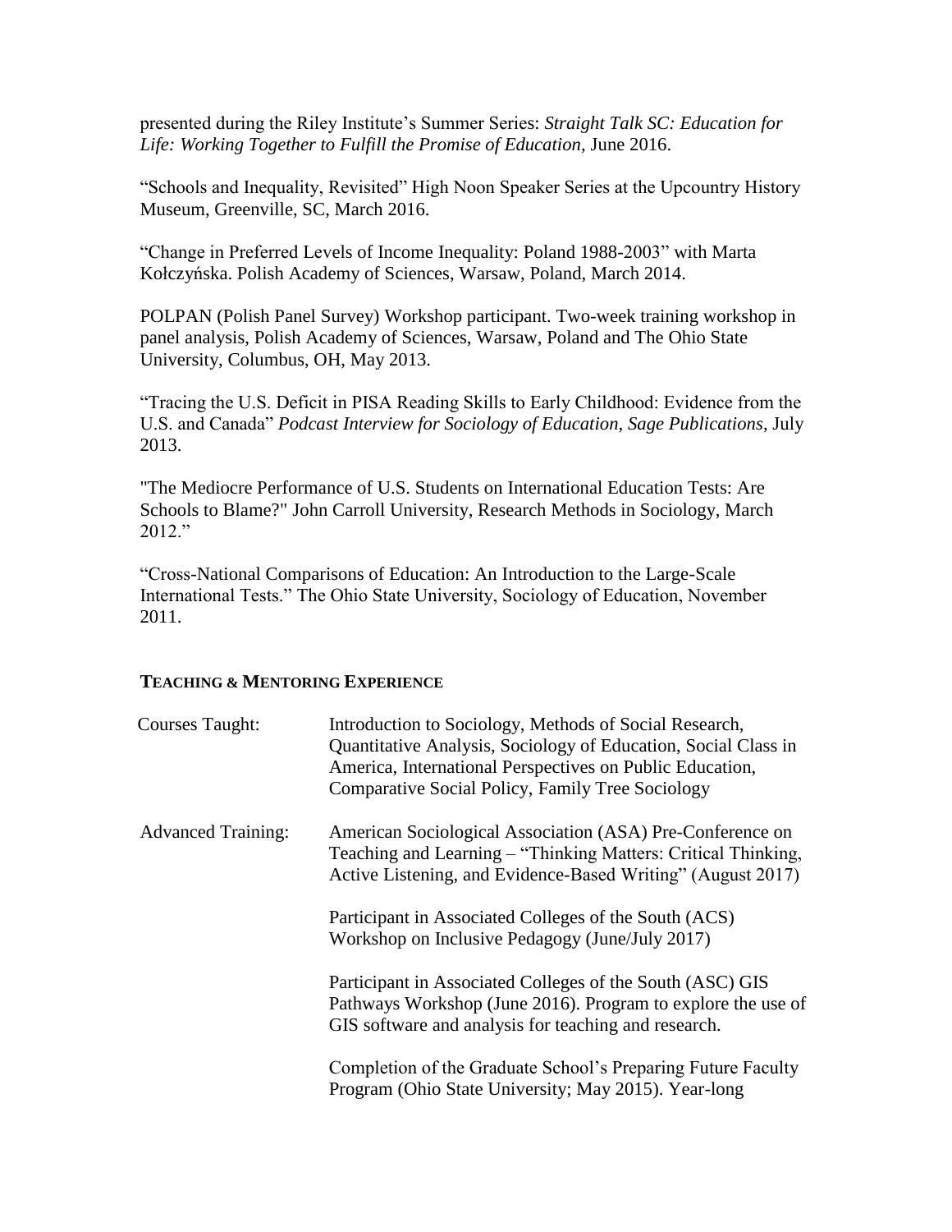presented during the Riley Institute's Summer Series: *Straight Talk SC: Education for Life: Working Together to Fulfill the Promise of Education*, June 2016.

"Schools and Inequality, Revisited" High Noon Speaker Series at the Upcountry History Museum, Greenville, SC, March 2016.

"Change in Preferred Levels of Income Inequality: Poland 1988-2003" with Marta Kołczyńska. Polish Academy of Sciences, Warsaw, Poland, March 2014.

POLPAN (Polish Panel Survey) Workshop participant. Two-week training workshop in panel analysis, Polish Academy of Sciences, Warsaw, Poland and The Ohio State University, Columbus, OH, May 2013.

"Tracing the U.S. Deficit in PISA Reading Skills to Early Childhood: Evidence from the U.S. and Canada" *Podcast Interview for Sociology of Education, Sage Publications*, July 2013.

"The Mediocre Performance of U.S. Students on International Education Tests: Are Schools to Blame?" John Carroll University, Research Methods in Sociology, March 2012."

"Cross-National Comparisons of Education: An Introduction to the Large-Scale International Tests." The Ohio State University, Sociology of Education, November 2011.

## TEACHING & MENTORING EXPERIENCE

| | |
|---|---|
| Courses Taught: | Introduction to Sociology, Methods of Social Research, Quantitative Analysis, Sociology of Education, Social Class in America, International Perspectives on Public Education, Comparative Social Policy, Family Tree Sociology |
| Advanced Training: | American Sociological Association (ASA) Pre-Conference on Teaching and Learning – "Thinking Matters: Critical Thinking, Active Listening, and Evidence-Based Writing" (August 2017) |
| | Participant in Associated Colleges of the South (ACS) Workshop on Inclusive Pedagogy (June/July 2017) |
| | Participant in Associated Colleges of the South (ASC) GIS Pathways Workshop (June 2016). Program to explore the use of GIS software and analysis for teaching and research. |
| | Completion of the Graduate School's Preparing Future Faculty Program (Ohio State University; May 2015). Year-long |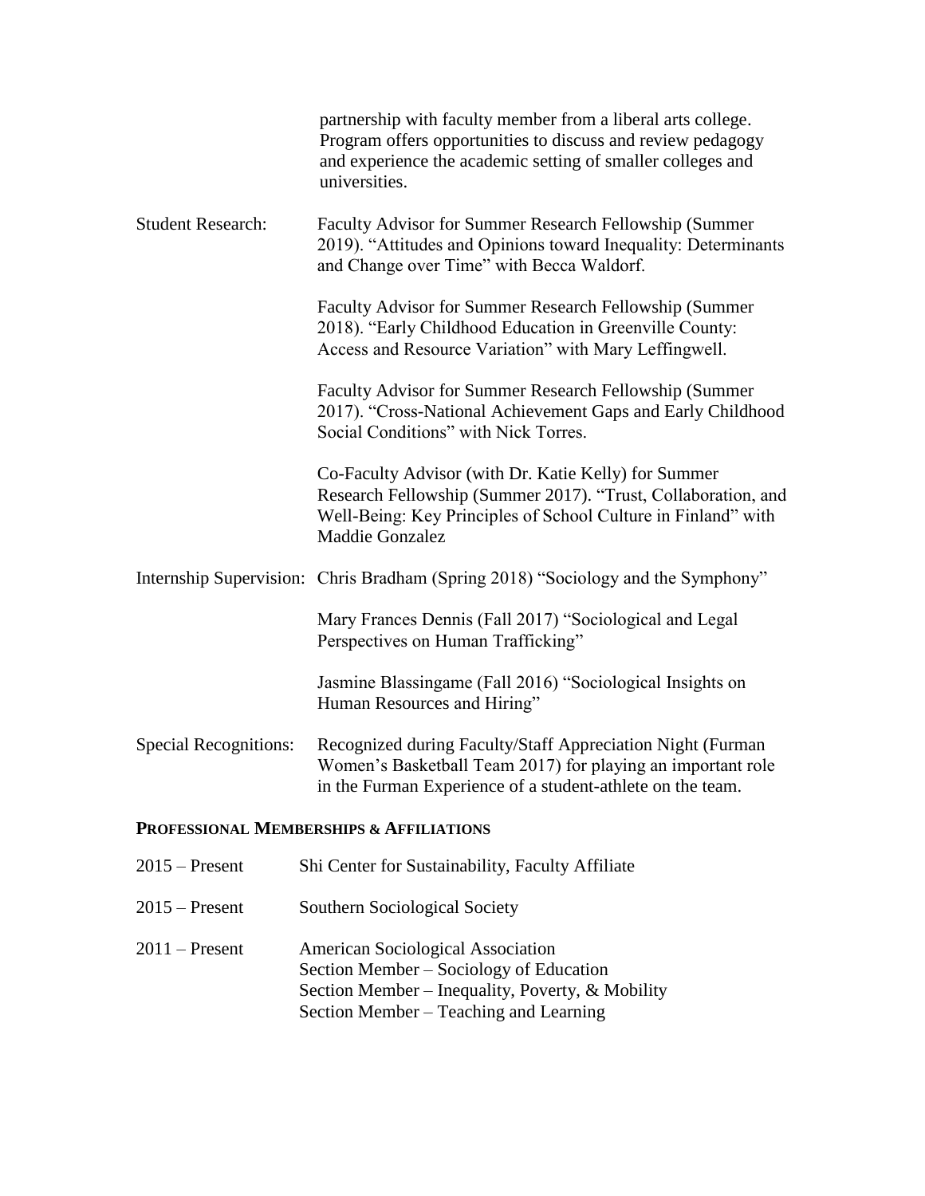partnership with faculty member from a liberal arts college. Program offers opportunities to discuss and review pedagogy and experience the academic setting of smaller colleges and universities.

Student Research: Faculty Advisor for Summer Research Fellowship (Summer 2019). "Attitudes and Opinions toward Inequality: Determinants and Change over Time" with Becca Waldorf.

Faculty Advisor for Summer Research Fellowship (Summer 2018). "Early Childhood Education in Greenville County: Access and Resource Variation" with Mary Leffingwell.

Faculty Advisor for Summer Research Fellowship (Summer 2017). "Cross-National Achievement Gaps and Early Childhood Social Conditions" with Nick Torres.

Co-Faculty Advisor (with Dr. Katie Kelly) for Summer Research Fellowship (Summer 2017). "Trust, Collaboration, and Well-Being: Key Principles of School Culture in Finland" with Maddie Gonzalez

Internship Supervision: Chris Bradham (Spring 2018) "Sociology and the Symphony"

Mary Frances Dennis (Fall 2017) "Sociological and Legal Perspectives on Human Trafficking"

Jasmine Blassingame (Fall 2016) "Sociological Insights on Human Resources and Hiring"

Special Recognitions: Recognized during Faculty/Staff Appreciation Night (Furman Women's Basketball Team 2017) for playing an important role in the Furman Experience of a student-athlete on the team.

## PROFESSIONAL MEMBERSHIPS & AFFILIATIONS

2015 – Present Shi Center for Sustainability, Faculty Affiliate

2015 – Present Southern Sociological Society

2011 – Present American Sociological Association
Section Member – Sociology of Education
Section Member – Inequality, Poverty, & Mobility
Section Member – Teaching and Learning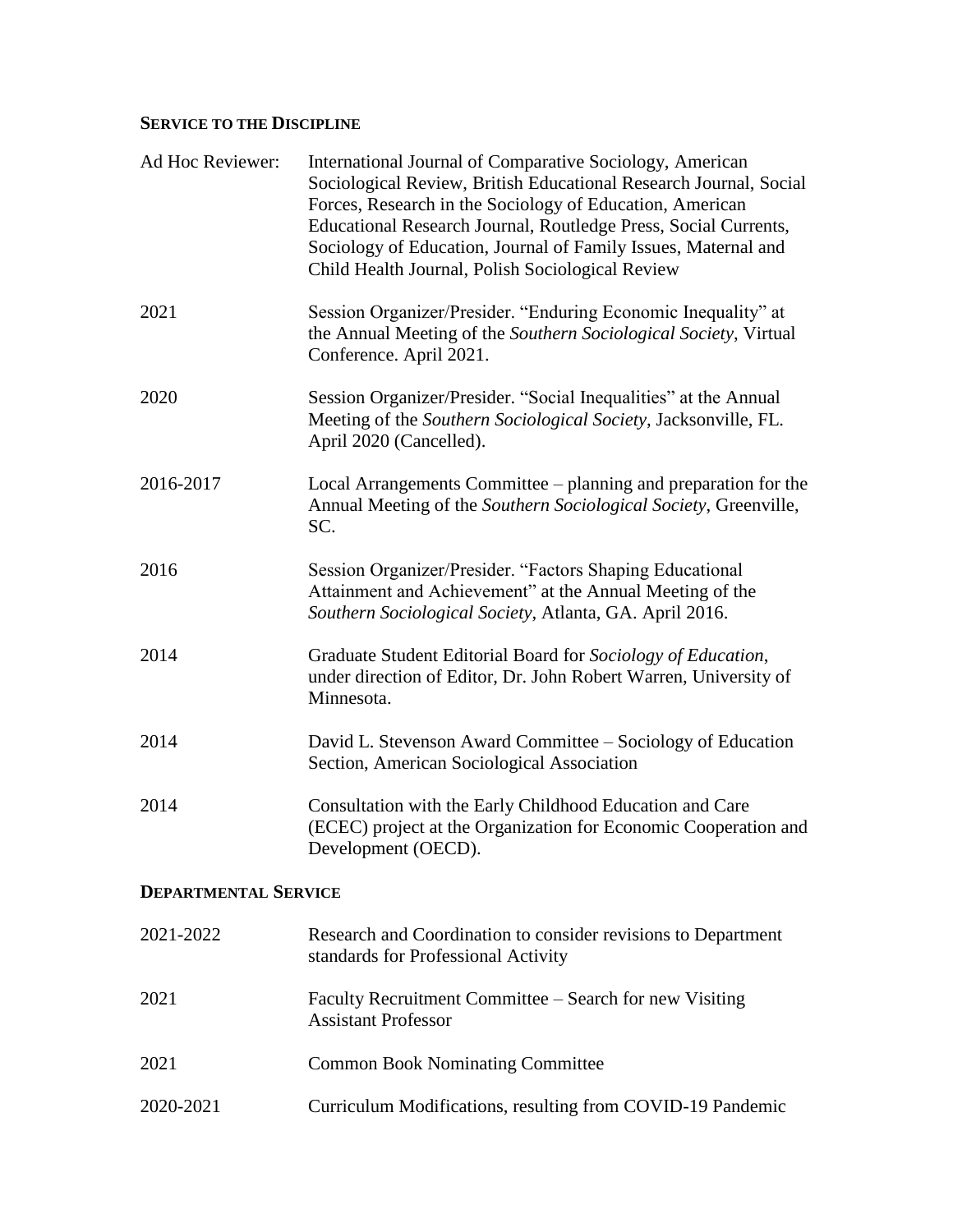## SERVICE TO THE DISCIPLINE

| | |
|---|---|
| Ad Hoc Reviewer: | International Journal of Comparative Sociology, American Sociological Review, British Educational Research Journal, Social Forces, Research in the Sociology of Education, American Educational Research Journal, Routledge Press, Social Currents, Sociology of Education, Journal of Family Issues, Maternal and Child Health Journal, Polish Sociological Review |
| 2021 | Session Organizer/Presider. "Enduring Economic Inequality" at the Annual Meeting of the *Southern Sociological Society*, Virtual Conference. April 2021. |
| 2020 | Session Organizer/Presider. "Social Inequalities" at the Annual Meeting of the *Southern Sociological Society*, Jacksonville, FL. April 2020 (Cancelled). |
| 2016-2017 | Local Arrangements Committee – planning and preparation for the Annual Meeting of the *Southern Sociological Society*, Greenville, SC. |
| 2016 | Session Organizer/Presider. "Factors Shaping Educational Attainment and Achievement" at the Annual Meeting of the *Southern Sociological Society*, Atlanta, GA. April 2016. |
| 2014 | Graduate Student Editorial Board for *Sociology of Education*, under direction of Editor, Dr. John Robert Warren, University of Minnesota. |
| 2014 | David L. Stevenson Award Committee – Sociology of Education Section, American Sociological Association |
| 2014 | Consultation with the Early Childhood Education and Care (ECEC) project at the Organization for Economic Cooperation and Development (OECD). |

## DEPARTMENTAL SERVICE

| | |
|---|---|
| 2021-2022 | Research and Coordination to consider revisions to Department standards for Professional Activity |
| 2021 | Faculty Recruitment Committee – Search for new Visiting Assistant Professor |
| 2021 | Common Book Nominating Committee |
| 2020-2021 | Curriculum Modifications, resulting from COVID-19 Pandemic |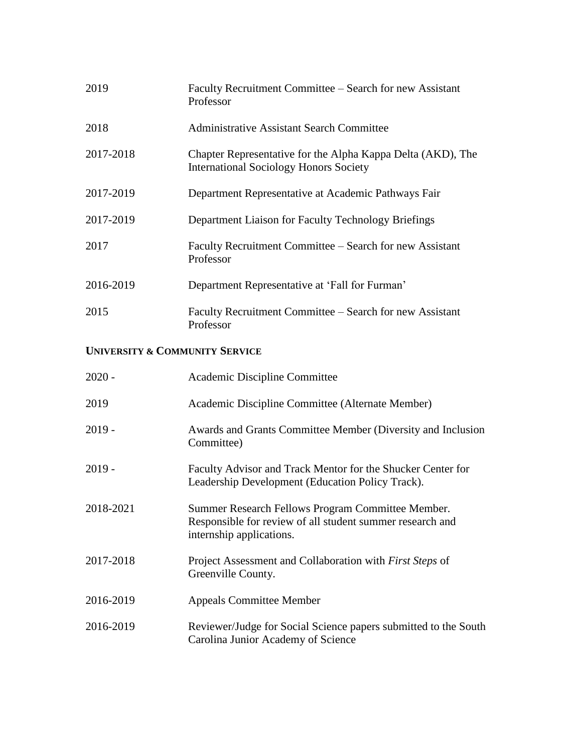| | |
|---|---|
| 2019 | Faculty Recruitment Committee – Search for new Assistant Professor |
| 2018 | Administrative Assistant Search Committee |
| 2017-2018 | Chapter Representative for the Alpha Kappa Delta (AKD), The International Sociology Honors Society |
| 2017-2019 | Department Representative at Academic Pathways Fair |
| 2017-2019 | Department Liaison for Faculty Technology Briefings |
| 2017 | Faculty Recruitment Committee – Search for new Assistant Professor |
| 2016-2019 | Department Representative at 'Fall for Furman' |
| 2015 | Faculty Recruitment Committee – Search for new Assistant Professor |

### UNIVERSITY & COMMUNITY SERVICE

| | |
|---|---|
| 2020 - | Academic Discipline Committee |
| 2019 | Academic Discipline Committee (Alternate Member) |
| 2019 - | Awards and Grants Committee Member (Diversity and Inclusion Committee) |
| 2019 - | Faculty Advisor and Track Mentor for the Shucker Center for Leadership Development (Education Policy Track). |
| 2018-2021 | Summer Research Fellows Program Committee Member. Responsible for review of all student summer research and internship applications. |
| 2017-2018 | Project Assessment and Collaboration with *First Steps* of Greenville County. |
| 2016-2019 | Appeals Committee Member |
| 2016-2019 | Reviewer/Judge for Social Science papers submitted to the South Carolina Junior Academy of Science |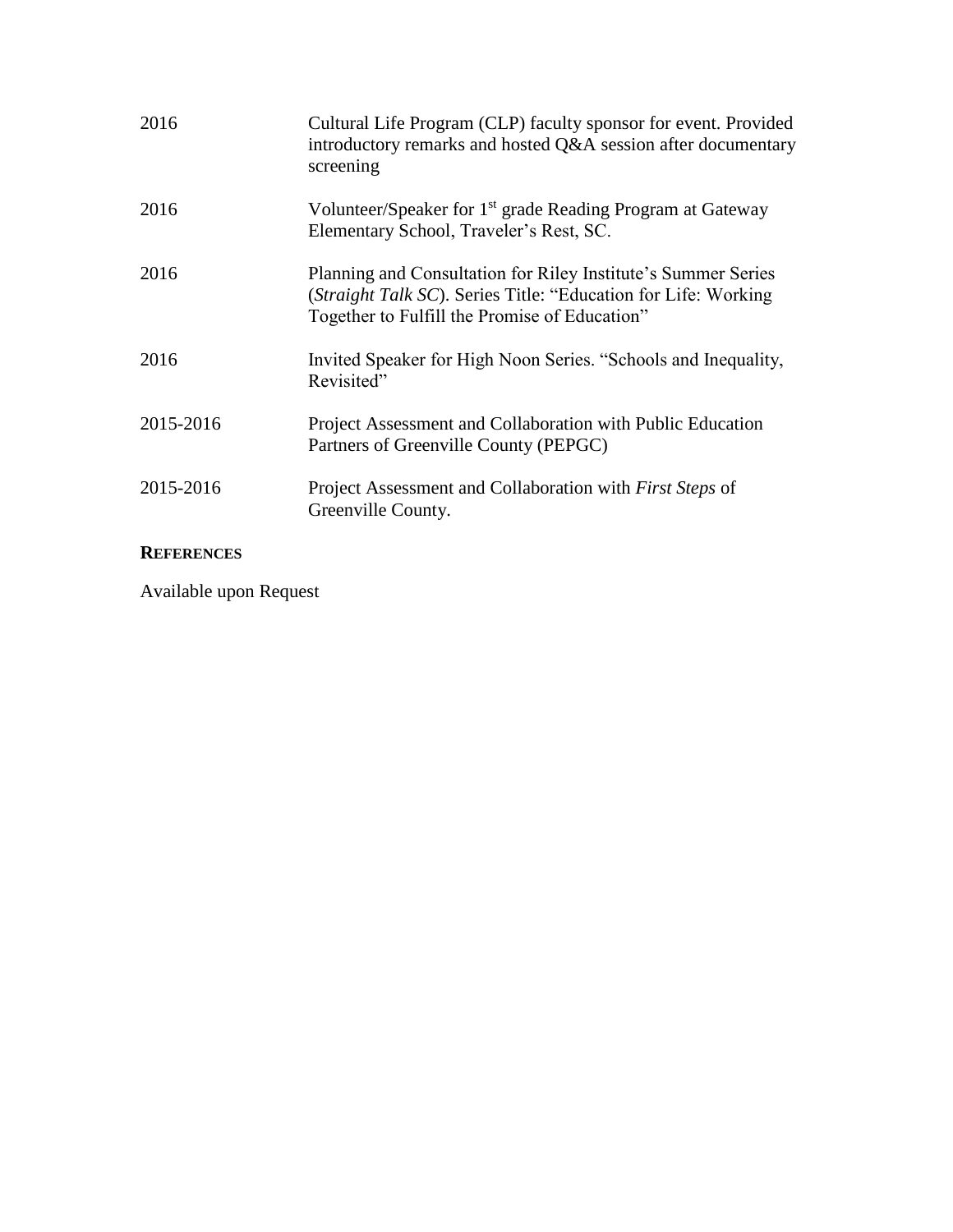| | |
|---|---|
| 2016 | Cultural Life Program (CLP) faculty sponsor for event. Provided introductory remarks and hosted Q&A session after documentary screening |
| 2016 | Volunteer/Speaker for 1st grade Reading Program at Gateway Elementary School, Traveler's Rest, SC. |
| 2016 | Planning and Consultation for Riley Institute's Summer Series (*Straight Talk SC*). Series Title: "Education for Life: Working Together to Fulfill the Promise of Education" |
| 2016 | Invited Speaker for High Noon Series. "Schools and Inequality, Revisited" |
| 2015-2016 | Project Assessment and Collaboration with Public Education Partners of Greenville County (PEPGC) |
| 2015-2016 | Project Assessment and Collaboration with *First Steps* of Greenville County. |

## REFERENCES

Available upon Request